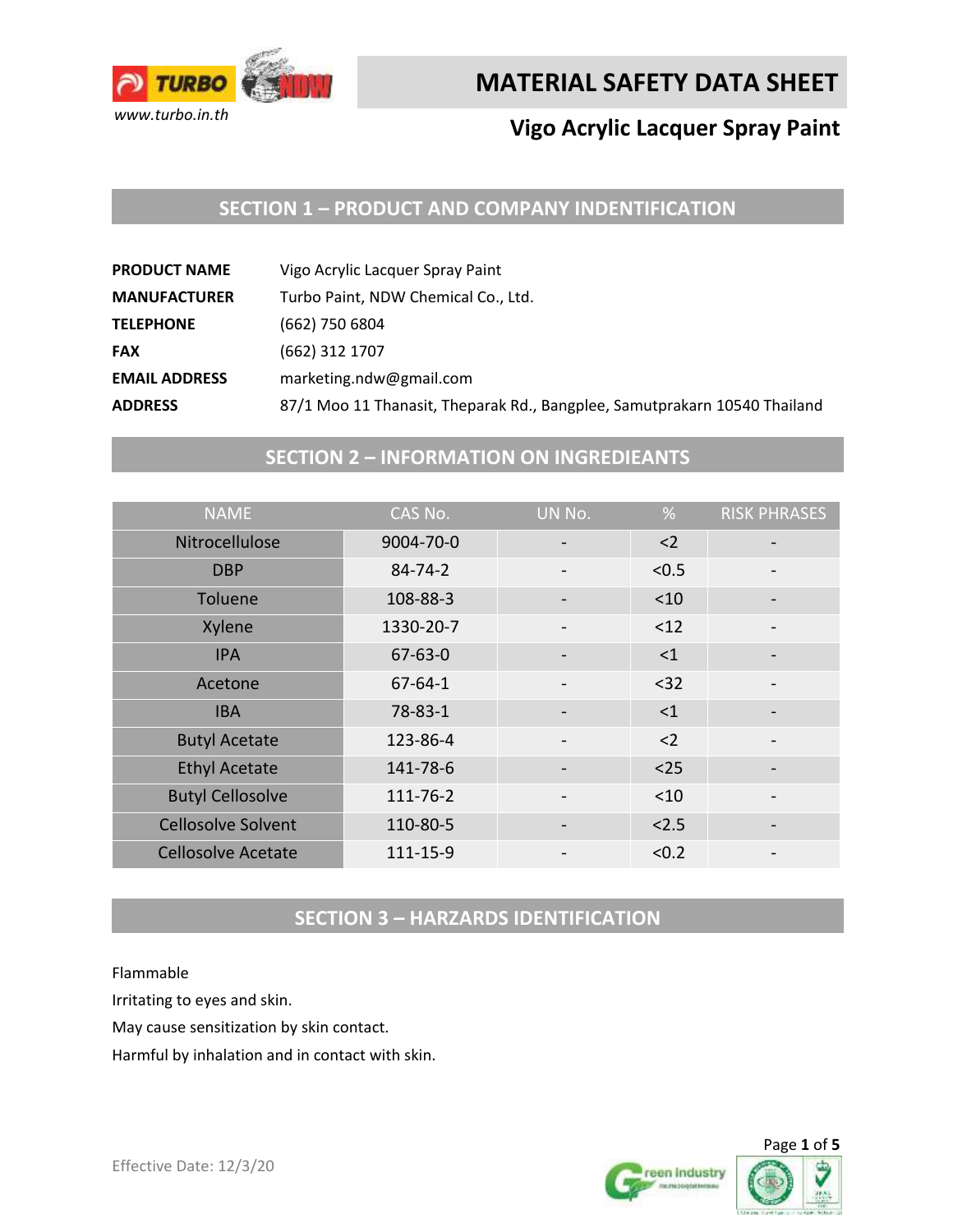# MATERIAL SAFETY DATA SHEET

## Vigo Acrylic Lacquer Spray Paint

www.turbo.in.th

## SECTION 1 – PRODUCT AND COMPANY INDENTIFICATION

| | |
|---|---|
| **PRODUCT NAME** | Vigo Acrylic Lacquer Spray Paint |
| **MANUFACTURER** | Turbo Paint, NDW Chemical Co., Ltd. |
| **TELEPHONE** | (662) 750 6804 |
| **FAX** | (662) 312 1707 |
| **EMAIL ADDRESS** | marketing.ndw@gmail.com |
| **ADDRESS** | 87/1 Moo 11 Thanasit, Theparak Rd., Bangplee, Samutprakarn 10540 Thailand |

## SECTION 2 – INFORMATION ON INGREDIEANTS

| NAME | CAS No. | UN No. | % | RISK PHRASES |
|---|---|---|---|---|
| Nitrocellulose | 9004-70-0 | - | <2 | - |
| DBP | 84-74-2 | - | <0.5 | - |
| Toluene | 108-88-3 | - | <10 | - |
| Xylene | 1330-20-7 | - | <12 | - |
| IPA | 67-63-0 | - | <1 | - |
| Acetone | 67-64-1 | - | <32 | - |
| IBA | 78-83-1 | - | <1 | - |
| Butyl Acetate | 123-86-4 | - | <2 | - |
| Ethyl Acetate | 141-78-6 | - | <25 | - |
| Butyl Cellosolve | 111-76-2 | - | <10 | - |
| Cellosolve Solvent | 110-80-5 | - | <2.5 | - |
| Cellosolve Acetate | 111-15-9 | - | <0.2 | - |

## SECTION 3 – HARZARDS IDENTIFICATION

Flammable

Irritating to eyes and skin.

May cause sensitization by skin contact.

Harmful by inhalation and in contact with skin.

Effective Date: 12/3/20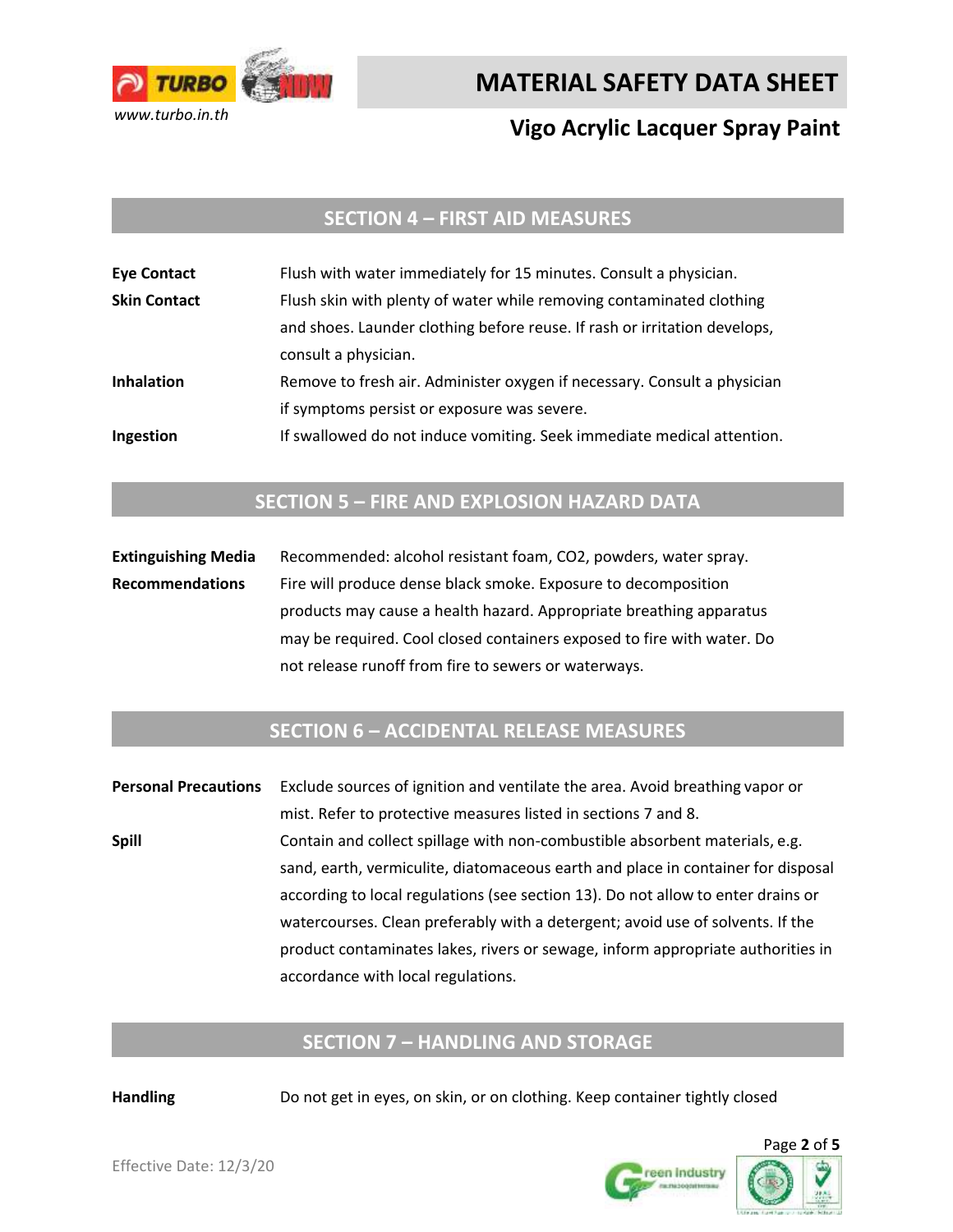## SECTION 4 – FIRST AID MEASURES

| | |
|---|---|
| **Eye Contact** | Flush with water immediately for 15 minutes. Consult a physician. |
| **Skin Contact** | Flush skin with plenty of water while removing contaminated clothing and shoes. Launder clothing before reuse. If rash or irritation develops, consult a physician. |
| **Inhalation** | Remove to fresh air. Administer oxygen if necessary. Consult a physician if symptoms persist or exposure was severe. |
| **Ingestion** | If swallowed do not induce vomiting. Seek immediate medical attention. |

## SECTION 5 – FIRE AND EXPLOSION HAZARD DATA

| | |
|---|---|
| **Extinguishing Media** | Recommended: alcohol resistant foam, $CO_2$, powders, water spray. |
| **Recommendations** | Fire will produce dense black smoke. Exposure to decomposition products may cause a health hazard. Appropriate breathing apparatus may be required. Cool closed containers exposed to fire with water. Do not release runoff from fire to sewers or waterways. |

## SECTION 6 – ACCIDENTAL RELEASE MEASURES

| | |
|---|---|
| **Personal Precautions** | Exclude sources of ignition and ventilate the area. Avoid breathing vapor or mist. Refer to protective measures listed in sections 7 and 8. |
| **Spill** | Contain and collect spillage with non-combustible absorbent materials, e.g. sand, earth, vermiculite, diatomaceous earth and place in container for disposal according to local regulations (see section 13). Do not allow to enter drains or watercourses. Clean preferably with a detergent; avoid use of solvents. If the product contaminates lakes, rivers or sewage, inform appropriate authorities in accordance with local regulations. |

## SECTION 7 – HANDLING AND STORAGE

| | |
|---|---|
| **Handling** | Do not get in eyes, on skin, or on clothing. Keep container tightly closed |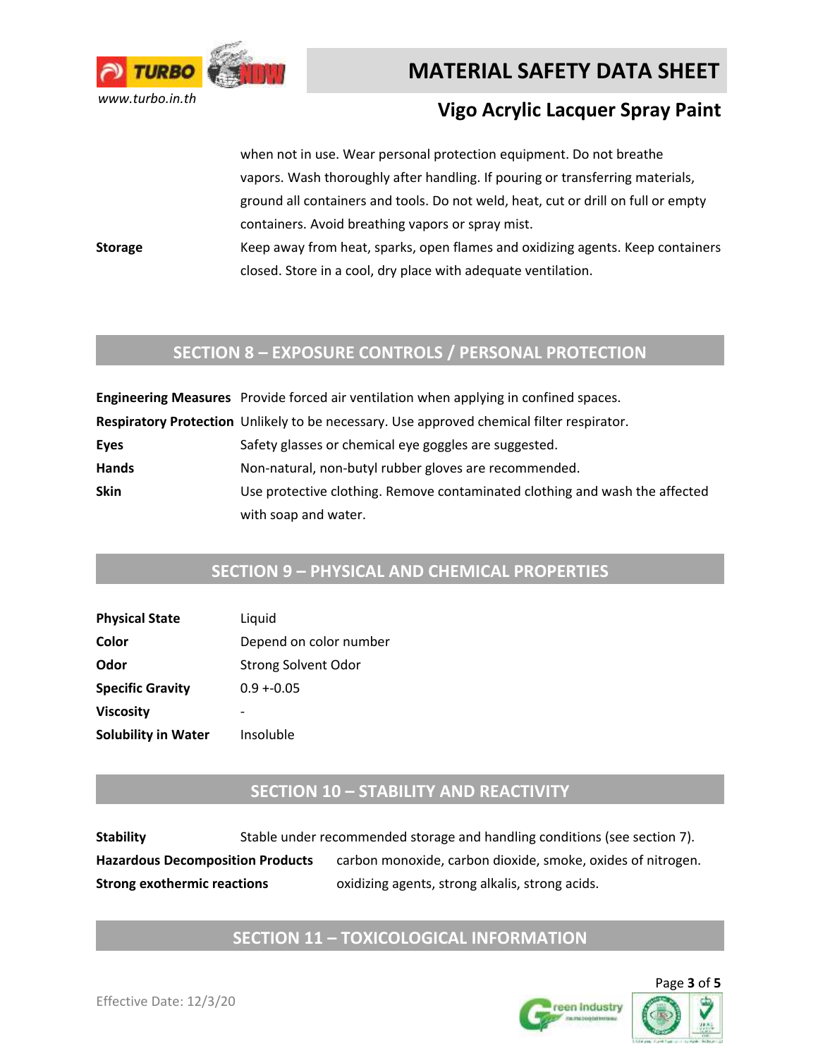| | |
|---|---|
| | when not in use. Wear personal protection equipment. Do not breathe vapors. Wash thoroughly after handling. If pouring or transferring materials, ground all containers and tools. Do not weld, heat, cut or drill on full or empty containers. Avoid breathing vapors or spray mist. |
| **Storage** | Keep away from heat, sparks, open flames and oxidizing agents. Keep containers closed. Store in a cool, dry place with adequate ventilation. |

## SECTION 8 – EXPOSURE CONTROLS / PERSONAL PROTECTION

| | |
|---|---|
| **Engineering Measures** | Provide forced air ventilation when applying in confined spaces. |
| **Respiratory Protection** | Unlikely to be necessary. Use approved chemical filter respirator. |
| **Eyes** | Safety glasses or chemical eye goggles are suggested. |
| **Hands** | Non-natural, non-butyl rubber gloves are recommended. |
| **Skin** | Use protective clothing. Remove contaminated clothing and wash the affected with soap and water. |

## SECTION 9 – PHYSICAL AND CHEMICAL PROPERTIES

| | |
|---|---|
| **Physical State** | Liquid |
| **Color** | Depend on color number |
| **Odor** | Strong Solvent Odor |
| **Specific Gravity** | 0.9 +-0.05 |
| **Viscosity** | - |
| **Solubility in Water** | Insoluble |

## SECTION 10 – STABILITY AND REACTIVITY

| | |
|---|---|
| **Stability** | Stable under recommended storage and handling conditions (see section 7). |
| **Hazardous Decomposition Products** | carbon monoxide, carbon dioxide, smoke, oxides of nitrogen. |
| **Strong exothermic reactions** | oxidizing agents, strong alkalis, strong acids. |

## SECTION 11 – TOXICOLOGICAL INFORMATION

Effective Date: 12/3/20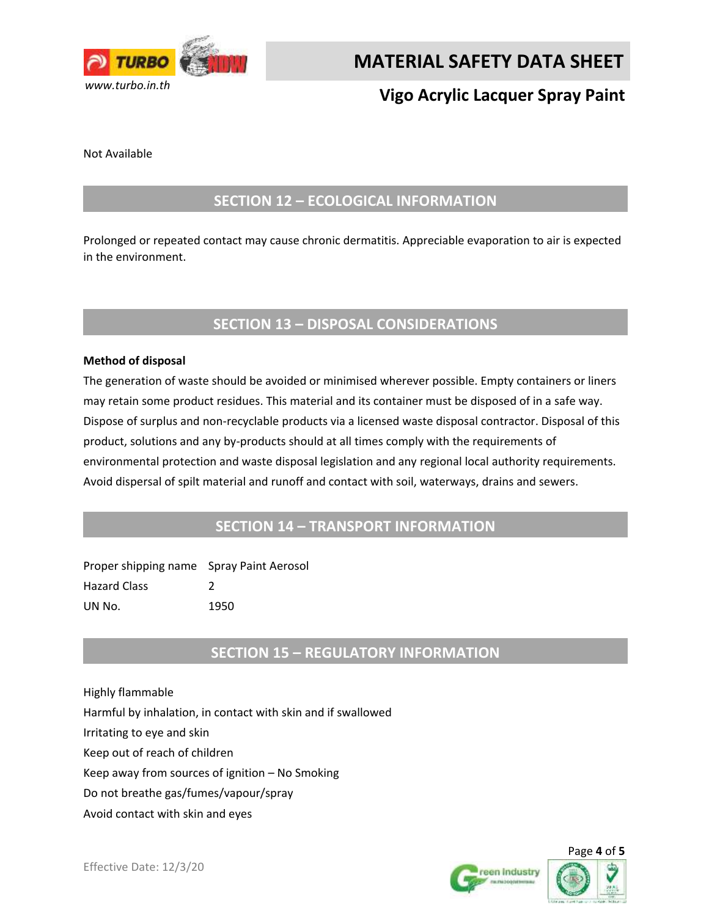Not Available

## SECTION 12 – ECOLOGICAL INFORMATION

Prolonged or repeated contact may cause chronic dermatitis. Appreciable evaporation to air is expected in the environment.

## SECTION 13 – DISPOSAL CONSIDERATIONS

**Method of disposal**

The generation of waste should be avoided or minimised wherever possible. Empty containers or liners may retain some product residues. This material and its container must be disposed of in a safe way. Dispose of surplus and non-recyclable products via a licensed waste disposal contractor. Disposal of this product, solutions and any by-products should at all times comply with the requirements of environmental protection and waste disposal legislation and any regional local authority requirements. Avoid dispersal of spilt material and runoff and contact with soil, waterways, drains and sewers.

## SECTION 14 – TRANSPORT INFORMATION

| | |
|---|---|
| Proper shipping name | Spray Paint Aerosol |
| Hazard Class | 2 |
| UN No. | 1950 |

## SECTION 15 – REGULATORY INFORMATION

Highly flammable
Harmful by inhalation, in contact with skin and if swallowed
Irritating to eye and skin
Keep out of reach of children
Keep away from sources of ignition – No Smoking
Do not breathe gas/fumes/vapour/spray
Avoid contact with skin and eyes

Effective Date: 12/3/20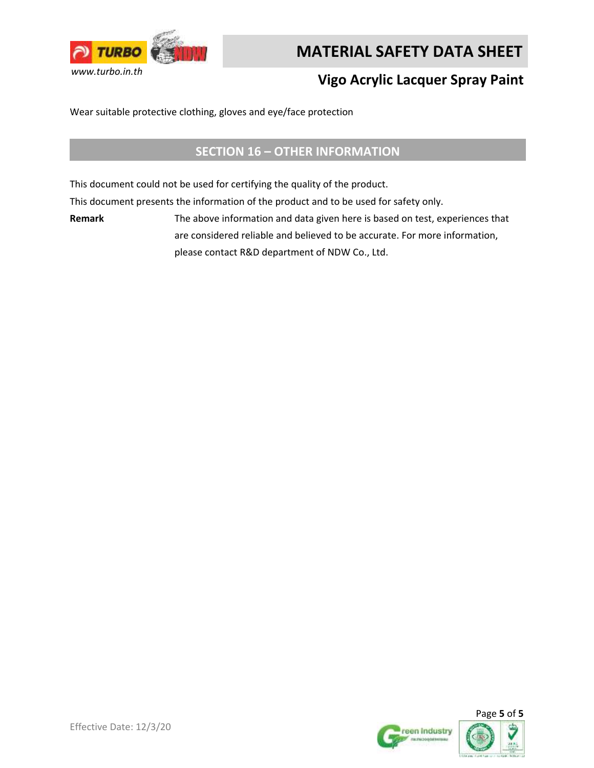Wear suitable protective clothing, gloves and eye/face protection

## SECTION 16 – OTHER INFORMATION

This document could not be used for certifying the quality of the product.

This document presents the information of the product and to be used for safety only.

**Remark** The above information and data given here is based on test, experiences that are considered reliable and believed to be accurate. For more information, please contact R&D department of NDW Co., Ltd.